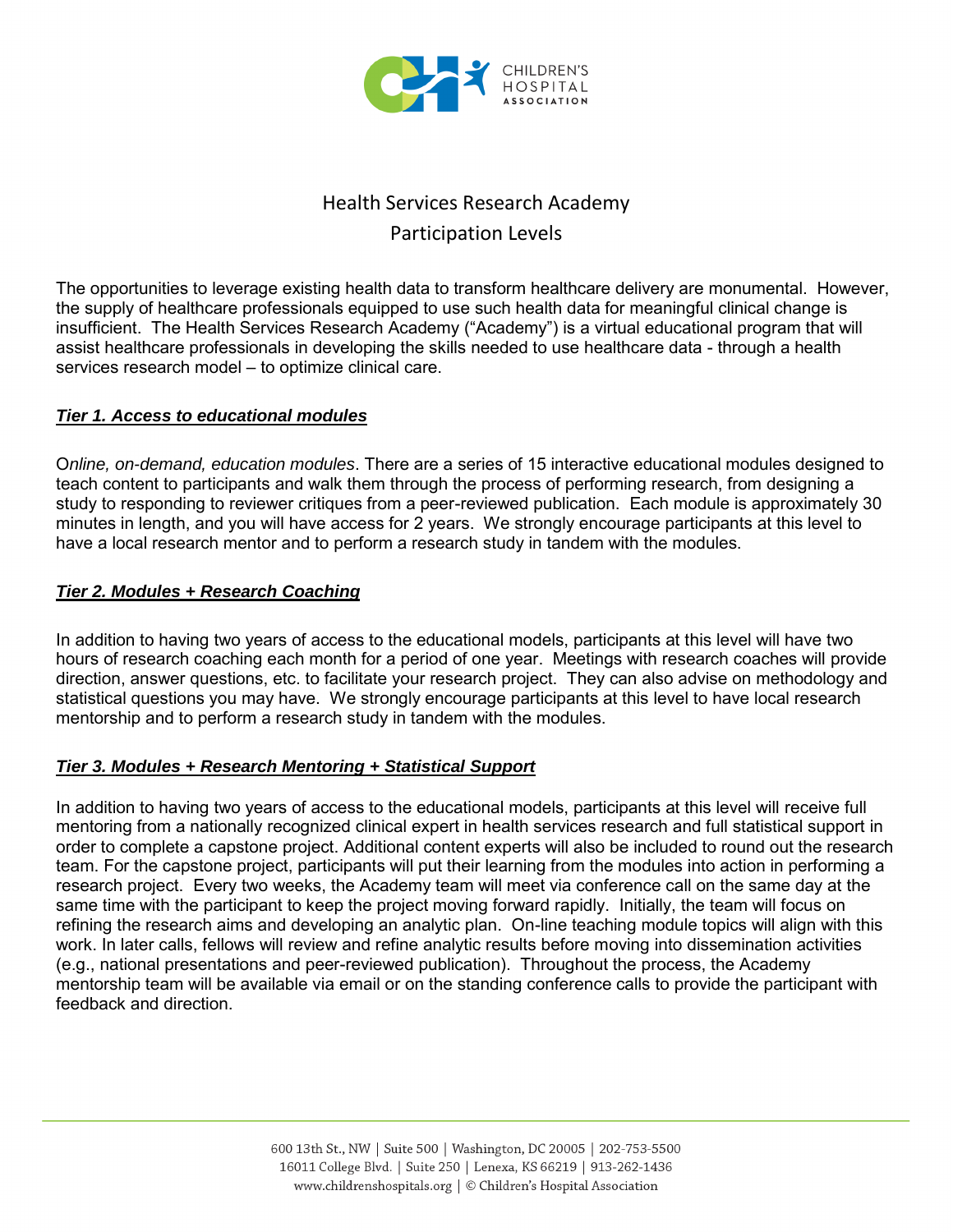# Health Services Research Academy

## Participation Levels

The opportunities to leverage existing health data to transform healthcare delivery are monumental. However, the supply of healthcare professionals equipped to use such health data for meaningful clinical change is insufficient. The Health Services Research Academy ("Academy") is a virtual educational program that will assist healthcare professionals in developing the skills needed to use healthcare data - through a health services research model – to optimize clinical care.

### ***Tier 1. Access to educational modules***

O*nline, on-demand, education modules*. There are a series of 15 interactive educational modules designed to teach content to participants and walk them through the process of performing research, from designing a study to responding to reviewer critiques from a peer-reviewed publication. Each module is approximately 30 minutes in length, and you will have access for 2 years. We strongly encourage participants at this level to have a local research mentor and to perform a research study in tandem with the modules.

### ***Tier 2. Modules + Research Coaching***

In addition to having two years of access to the educational models, participants at this level will have two hours of research coaching each month for a period of one year. Meetings with research coaches will provide direction, answer questions, etc. to facilitate your research project. They can also advise on methodology and statistical questions you may have. We strongly encourage participants at this level to have local research mentorship and to perform a research study in tandem with the modules.

### ***Tier 3. Modules + Research Mentoring + Statistical Support***

In addition to having two years of access to the educational models, participants at this level will receive full mentoring from a nationally recognized clinical expert in health services research and full statistical support in order to complete a capstone project. Additional content experts will also be included to round out the research team. For the capstone project, participants will put their learning from the modules into action in performing a research project. Every two weeks, the Academy team will meet via conference call on the same day at the same time with the participant to keep the project moving forward rapidly. Initially, the team will focus on refining the research aims and developing an analytic plan. On-line teaching module topics will align with this work. In later calls, fellows will review and refine analytic results before moving into dissemination activities (e.g., national presentations and peer-reviewed publication). Throughout the process, the Academy mentorship team will be available via email or on the standing conference calls to provide the participant with feedback and direction.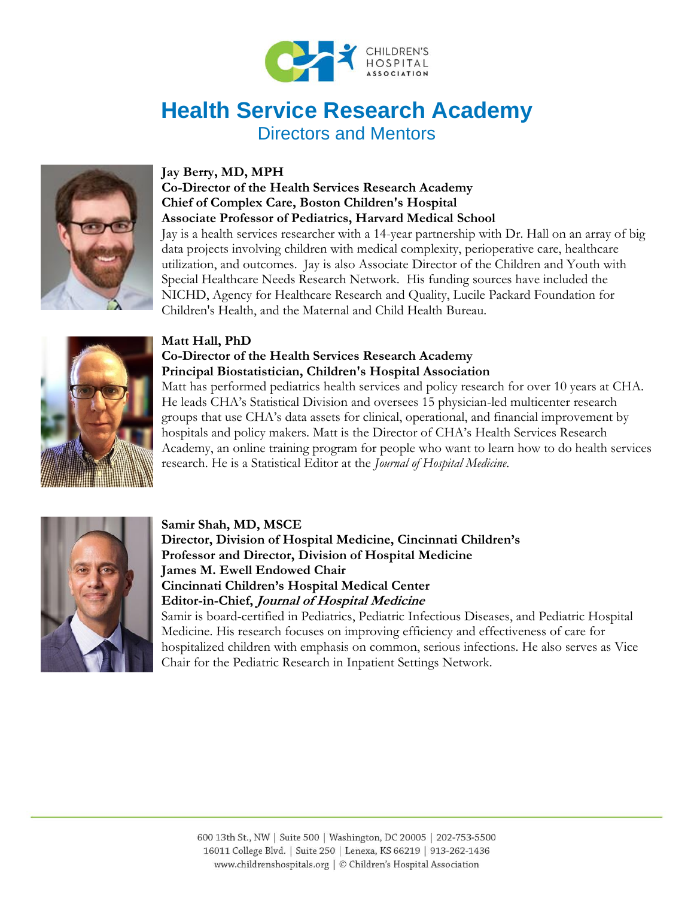# Health Service Research Academy

## Directors and Mentors

**Jay Berry, MD, MPH**
**Co-Director of the Health Services Research Academy**
**Chief of Complex Care, Boston Children's Hospital**
**Associate Professor of Pediatrics, Harvard Medical School**

Jay is a health services researcher with a 14-year partnership with Dr. Hall on an array of big data projects involving children with medical complexity, perioperative care, healthcare utilization, and outcomes. Jay is also Associate Director of the Children and Youth with Special Healthcare Needs Research Network. His funding sources have included the NICHD, Agency for Healthcare Research and Quality, Lucile Packard Foundation for Children's Health, and the Maternal and Child Health Bureau.

**Matt Hall, PhD**
**Co-Director of the Health Services Research Academy**
**Principal Biostatistician, Children's Hospital Association**

Matt has performed pediatrics health services and policy research for over 10 years at CHA. He leads CHA's Statistical Division and oversees 15 physician-led multicenter research groups that use CHA's data assets for clinical, operational, and financial improvement by hospitals and policy makers. Matt is the Director of CHA's Health Services Research Academy, an online training program for people who want to learn how to do health services research. He is a Statistical Editor at the *Journal of Hospital Medicine*.

**Samir Shah, MD, MSCE**
**Director, Division of Hospital Medicine, Cincinnati Children's**
**Professor and Director, Division of Hospital Medicine**
**James M. Ewell Endowed Chair**
**Cincinnati Children's Hospital Medical Center**
**Editor-in-Chief, *Journal of Hospital Medicine***

Samir is board-certified in Pediatrics, Pediatric Infectious Diseases, and Pediatric Hospital Medicine. His research focuses on improving efficiency and effectiveness of care for hospitalized children with emphasis on common, serious infections. He also serves as Vice Chair for the Pediatric Research in Inpatient Settings Network.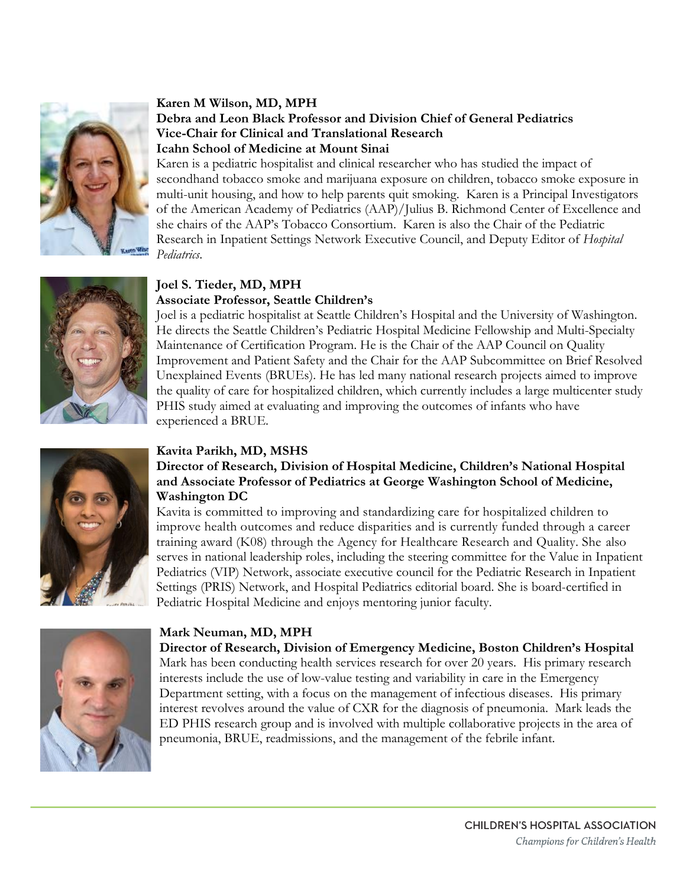**Karen M Wilson, MD, MPH**
**Debra and Leon Black Professor and Division Chief of General Pediatrics**
**Vice-Chair for Clinical and Translational Research**
**Icahn School of Medicine at Mount Sinai**

Karen is a pediatric hospitalist and clinical researcher who has studied the impact of secondhand tobacco smoke and marijuana exposure on children, tobacco smoke exposure in multi-unit housing, and how to help parents quit smoking. Karen is a Principal Investigators of the American Academy of Pediatrics (AAP)/Julius B. Richmond Center of Excellence and she chairs of the AAP's Tobacco Consortium. Karen is also the Chair of the Pediatric Research in Inpatient Settings Network Executive Council, and Deputy Editor of *Hospital Pediatrics*.

**Joel S. Tieder, MD, MPH**
**Associate Professor, Seattle Children's**

Joel is a pediatric hospitalist at Seattle Children's Hospital and the University of Washington. He directs the Seattle Children's Pediatric Hospital Medicine Fellowship and Multi-Specialty Maintenance of Certification Program. He is the Chair of the AAP Council on Quality Improvement and Patient Safety and the Chair for the AAP Subcommittee on Brief Resolved Unexplained Events (BRUEs). He has led many national research projects aimed to improve the quality of care for hospitalized children, which currently includes a large multicenter study PHIS study aimed at evaluating and improving the outcomes of infants who have experienced a BRUE.

**Kavita Parikh, MD, MSHS**
**Director of Research, Division of Hospital Medicine, Children's National Hospital and Associate Professor of Pediatrics at George Washington School of Medicine, Washington DC**

Kavita is committed to improving and standardizing care for hospitalized children to improve health outcomes and reduce disparities and is currently funded through a career training award (K08) through the Agency for Healthcare Research and Quality. She also serves in national leadership roles, including the steering committee for the Value in Inpatient Pediatrics (VIP) Network, associate executive council for the Pediatric Research in Inpatient Settings (PRIS) Network, and Hospital Pediatrics editorial board. She is board-certified in Pediatric Hospital Medicine and enjoys mentoring junior faculty.

**Mark Neuman, MD, MPH**
**Director of Research, Division of Emergency Medicine, Boston Children's Hospital**

Mark has been conducting health services research for over 20 years. His primary research interests include the use of low-value testing and variability in care in the Emergency Department setting, with a focus on the management of infectious diseases. His primary interest revolves around the value of CXR for the diagnosis of pneumonia. Mark leads the ED PHIS research group and is involved with multiple collaborative projects in the area of pneumonia, BRUE, readmissions, and the management of the febrile infant.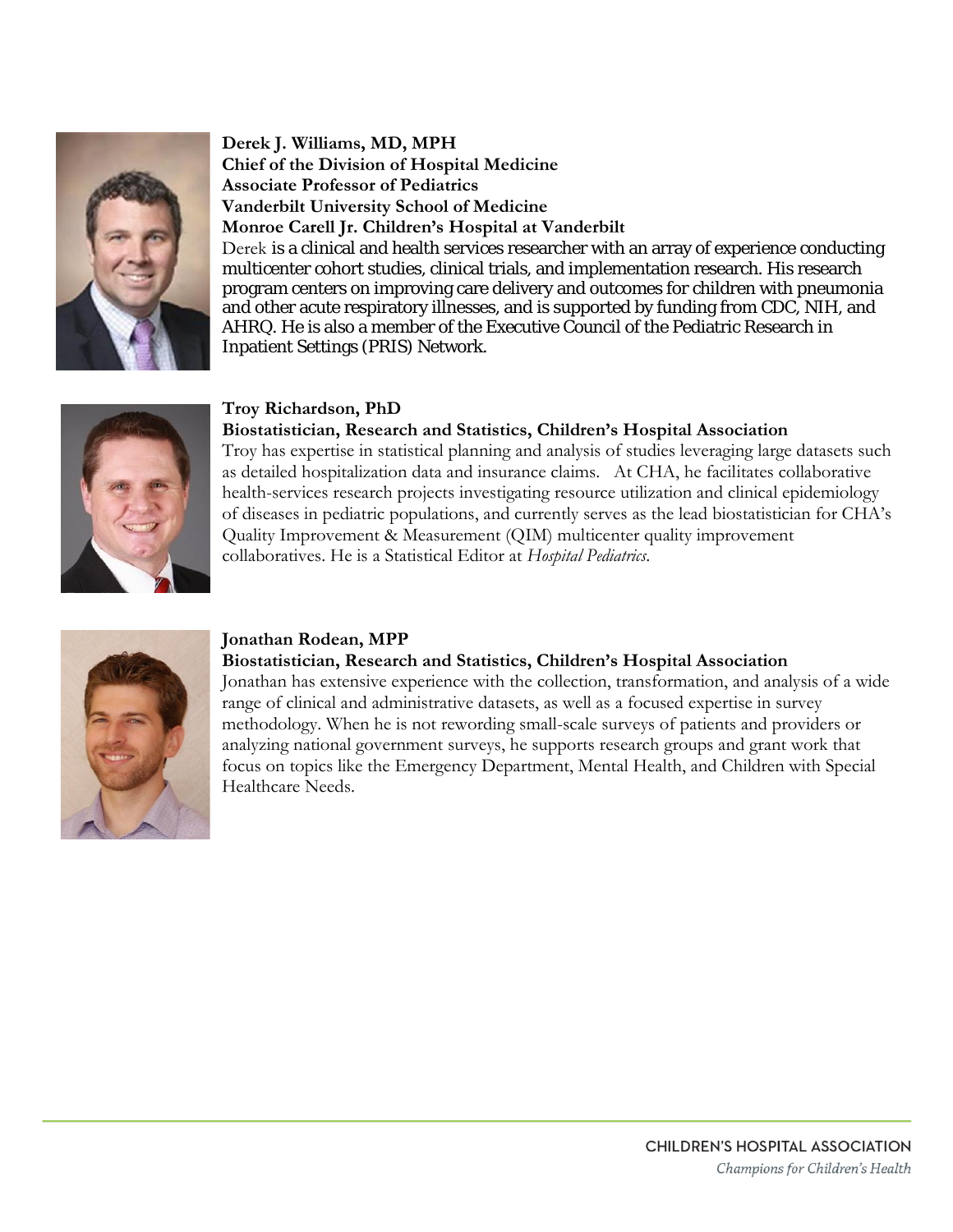**Derek J. Williams, MD, MPH**
**Chief of the Division of Hospital Medicine**
**Associate Professor of Pediatrics**
**Vanderbilt University School of Medicine**
**Monroe Carell Jr. Children's Hospital at Vanderbilt**

Derek is a clinical and health services researcher with an array of experience conducting multicenter cohort studies, clinical trials, and implementation research. His research program centers on improving care delivery and outcomes for children with pneumonia and other acute respiratory illnesses, and is supported by funding from CDC, NIH, and AHRQ. He is also a member of the Executive Council of the Pediatric Research in Inpatient Settings (PRIS) Network.

**Troy Richardson, PhD**
**Biostatistician, Research and Statistics, Children's Hospital Association**

Troy has expertise in statistical planning and analysis of studies leveraging large datasets such as detailed hospitalization data and insurance claims. At CHA, he facilitates collaborative health-services research projects investigating resource utilization and clinical epidemiology of diseases in pediatric populations, and currently serves as the lead biostatistician for CHA's Quality Improvement & Measurement (QIM) multicenter quality improvement collaboratives. He is a Statistical Editor at *Hospital Pediatrics*.

**Jonathan Rodean, MPP**
**Biostatistician, Research and Statistics, Children's Hospital Association**

Jonathan has extensive experience with the collection, transformation, and analysis of a wide range of clinical and administrative datasets, as well as a focused expertise in survey methodology. When he is not rewording small-scale surveys of patients and providers or analyzing national government surveys, he supports research groups and grant work that focus on topics like the Emergency Department, Mental Health, and Children with Special Healthcare Needs.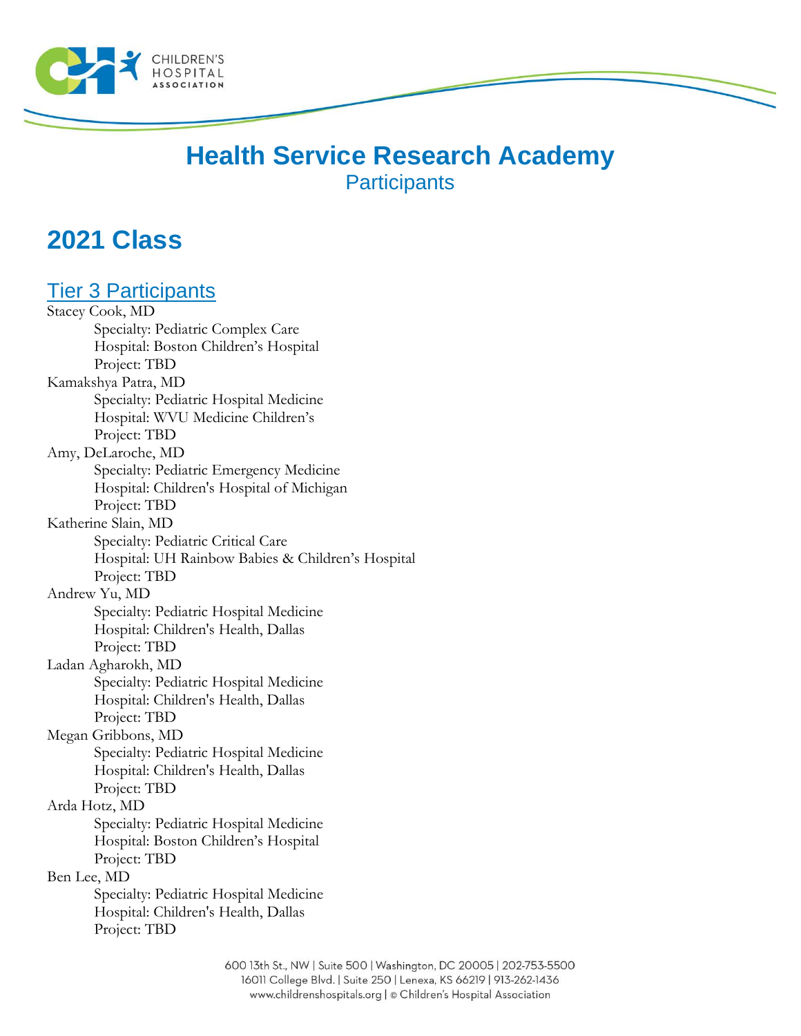# Health Service Research Academy

Participants

## 2021 Class

### Tier 3 Participants

Stacey Cook, MD
- Specialty: Pediatric Complex Care
- Hospital: Boston Children's Hospital
- Project: TBD

Kamakshya Patra, MD
- Specialty: Pediatric Hospital Medicine
- Hospital: WVU Medicine Children's
- Project: TBD

Amy, DeLaroche, MD
- Specialty: Pediatric Emergency Medicine
- Hospital: Children's Hospital of Michigan
- Project: TBD

Katherine Slain, MD
- Specialty: Pediatric Critical Care
- Hospital: UH Rainbow Babies & Children's Hospital
- Project: TBD

Andrew Yu, MD
- Specialty: Pediatric Hospital Medicine
- Hospital: Children's Health, Dallas
- Project: TBD

Ladan Agharokh, MD
- Specialty: Pediatric Hospital Medicine
- Hospital: Children's Health, Dallas
- Project: TBD

Megan Gribbons, MD
- Specialty: Pediatric Hospital Medicine
- Hospital: Children's Health, Dallas
- Project: TBD

Arda Hotz, MD
- Specialty: Pediatric Hospital Medicine
- Hospital: Boston Children's Hospital
- Project: TBD

Ben Lee, MD
- Specialty: Pediatric Hospital Medicine
- Hospital: Children's Health, Dallas
- Project: TBD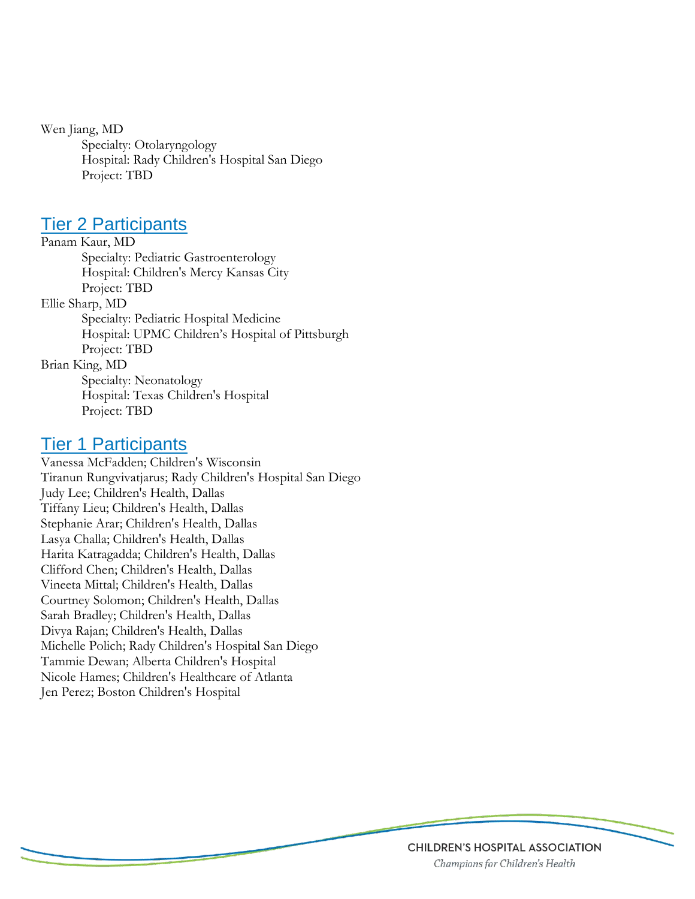Wen Jiang, MD
- Specialty: Otolaryngology
- Hospital: Rady Children's Hospital San Diego
- Project: TBD

## Tier 2 Participants

Panam Kaur, MD
- Specialty: Pediatric Gastroenterology
- Hospital: Children's Mercy Kansas City
- Project: TBD

Ellie Sharp, MD
- Specialty: Pediatric Hospital Medicine
- Hospital: UPMC Children's Hospital of Pittsburgh
- Project: TBD

Brian King, MD
- Specialty: Neonatology
- Hospital: Texas Children's Hospital
- Project: TBD

## Tier 1 Participants

Vanessa McFadden; Children's Wisconsin
Tiranun Rungvivatjarus; Rady Children's Hospital San Diego
Judy Lee; Children's Health, Dallas
Tiffany Lieu; Children's Health, Dallas
Stephanie Arar; Children's Health, Dallas
Lasya Challa; Children's Health, Dallas
Harita Katragadda; Children's Health, Dallas
Clifford Chen; Children's Health, Dallas
Vineeta Mittal; Children's Health, Dallas
Courtney Solomon; Children's Health, Dallas
Sarah Bradley; Children's Health, Dallas
Divya Rajan; Children's Health, Dallas
Michelle Polich; Rady Children's Hospital San Diego
Tammie Dewan; Alberta Children's Hospital
Nicole Hames; Children's Healthcare of Atlanta
Jen Perez; Boston Children's Hospital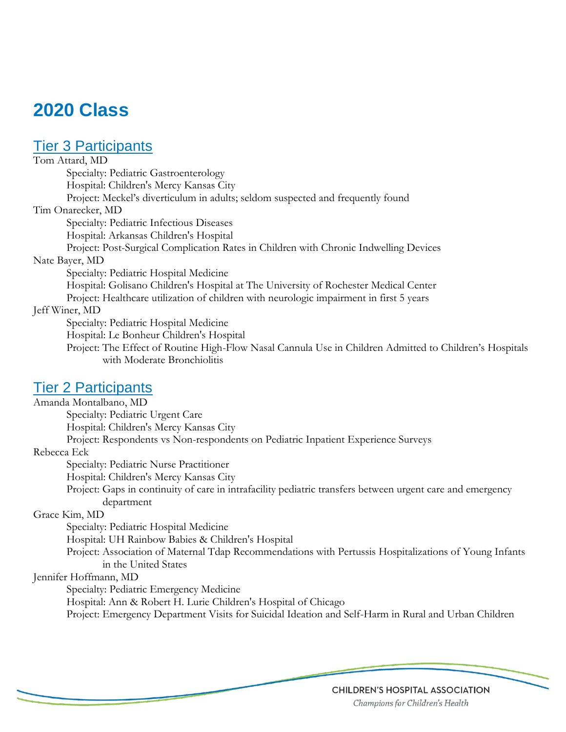# 2020 Class

## Tier 3 Participants

Tom Attard, MD
- Specialty: Pediatric Gastroenterology
- Hospital: Children's Mercy Kansas City
- Project: Meckel's diverticulum in adults; seldom suspected and frequently found

Tim Onarecker, MD
- Specialty: Pediatric Infectious Diseases
- Hospital: Arkansas Children's Hospital
- Project: Post-Surgical Complication Rates in Children with Chronic Indwelling Devices

Nate Bayer, MD
- Specialty: Pediatric Hospital Medicine
- Hospital: Golisano Children's Hospital at The University of Rochester Medical Center
- Project: Healthcare utilization of children with neurologic impairment in first 5 years

Jeff Winer, MD
- Specialty: Pediatric Hospital Medicine
- Hospital: Le Bonheur Children's Hospital
- Project: The Effect of Routine High-Flow Nasal Cannula Use in Children Admitted to Children's Hospitals with Moderate Bronchiolitis

## Tier 2 Participants

Amanda Montalbano, MD
- Specialty: Pediatric Urgent Care
- Hospital: Children's Mercy Kansas City
- Project: Respondents vs Non-respondents on Pediatric Inpatient Experience Surveys

Rebecca Eck
- Specialty: Pediatric Nurse Practitioner
- Hospital: Children's Mercy Kansas City
- Project: Gaps in continuity of care in intrafacility pediatric transfers between urgent care and emergency department

Grace Kim, MD
- Specialty: Pediatric Hospital Medicine
- Hospital: UH Rainbow Babies & Children's Hospital
- Project: Association of Maternal Tdap Recommendations with Pertussis Hospitalizations of Young Infants in the United States

Jennifer Hoffmann, MD
- Specialty: Pediatric Emergency Medicine
- Hospital: Ann & Robert H. Lurie Children's Hospital of Chicago
- Project: Emergency Department Visits for Suicidal Ideation and Self-Harm in Rural and Urban Children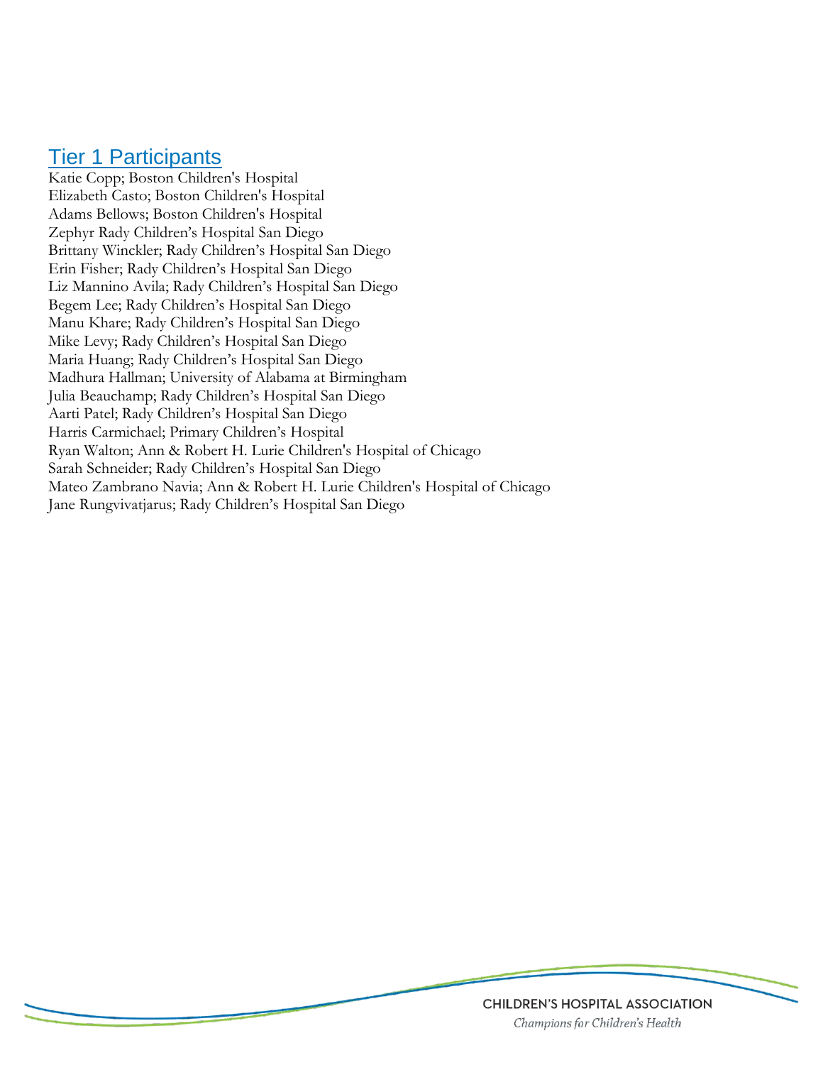## Tier 1 Participants

Katie Copp; Boston Children's Hospital
Elizabeth Casto; Boston Children's Hospital
Adams Bellows; Boston Children's Hospital
Zephyr Rady Children's Hospital San Diego
Brittany Winckler; Rady Children's Hospital San Diego
Erin Fisher; Rady Children's Hospital San Diego
Liz Mannino Avila; Rady Children's Hospital San Diego
Begem Lee; Rady Children's Hospital San Diego
Manu Khare; Rady Children's Hospital San Diego
Mike Levy; Rady Children's Hospital San Diego
Maria Huang; Rady Children's Hospital San Diego
Madhura Hallman; University of Alabama at Birmingham
Julia Beauchamp; Rady Children's Hospital San Diego
Aarti Patel; Rady Children's Hospital San Diego
Harris Carmichael; Primary Children's Hospital
Ryan Walton; Ann & Robert H. Lurie Children's Hospital of Chicago
Sarah Schneider; Rady Children's Hospital San Diego
Mateo Zambrano Navia; Ann & Robert H. Lurie Children's Hospital of Chicago
Jane Rungvivatjarus; Rady Children's Hospital San Diego